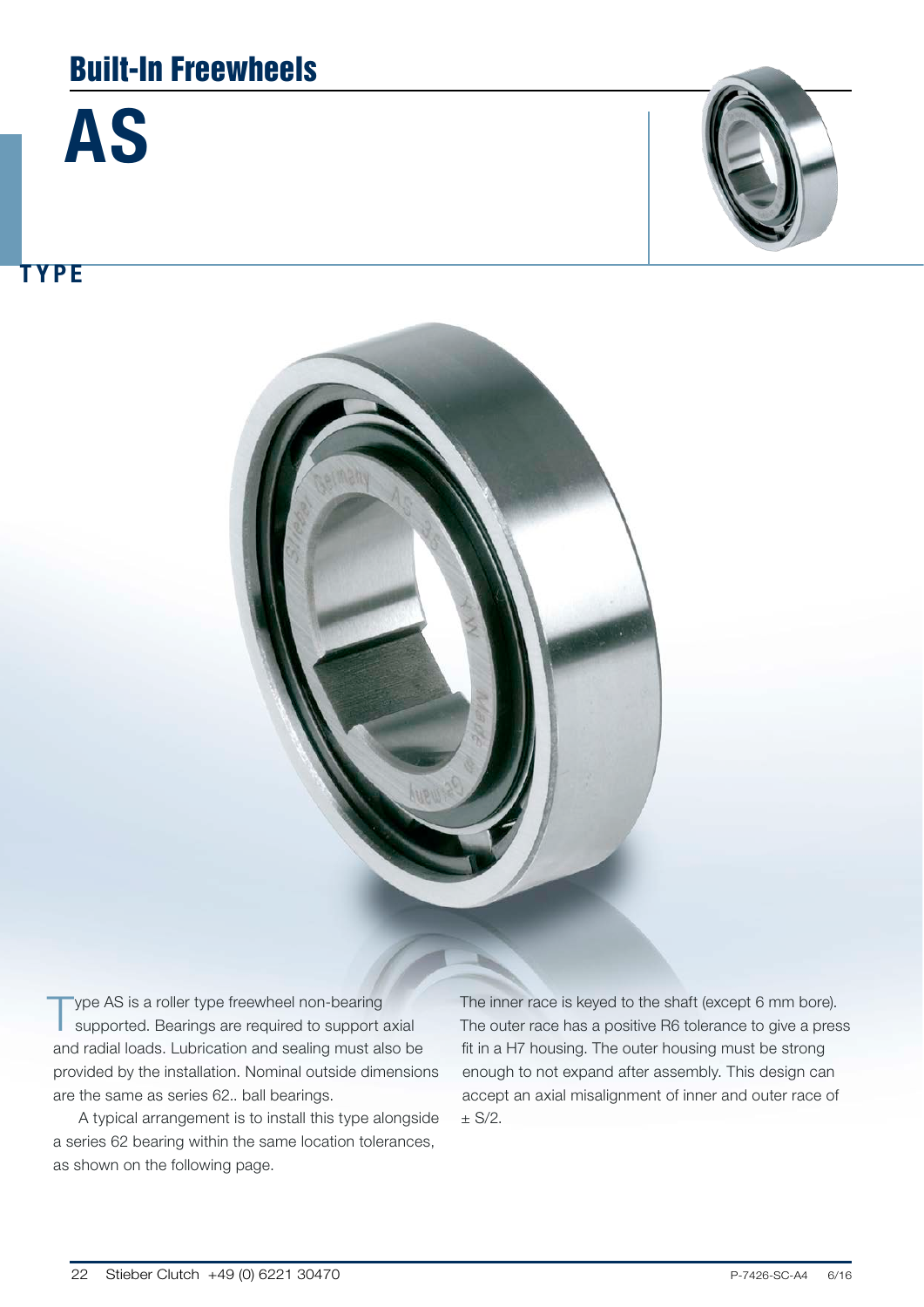# Built-In Freewheels

# AS

## TYPE

Type AS is a roller type freewheel non-bearing supported. Bearings are required to support axial and radial loads. Lubrication and sealing must also be provided by the installation. Nominal outside dimensions are the same as series 62.. ball bearings.

A typical arrangement is to install this type alongside a series 62 bearing within the same location tolerances, as shown on the following page.

The inner race is keyed to the shaft (except 6 mm bore). The outer race has a positive R6 tolerance to give a press fit in a H7 housing. The outer housing must be strong enough to not expand after assembly. This design can accept an axial misalignment of inner and outer race of ± S/2.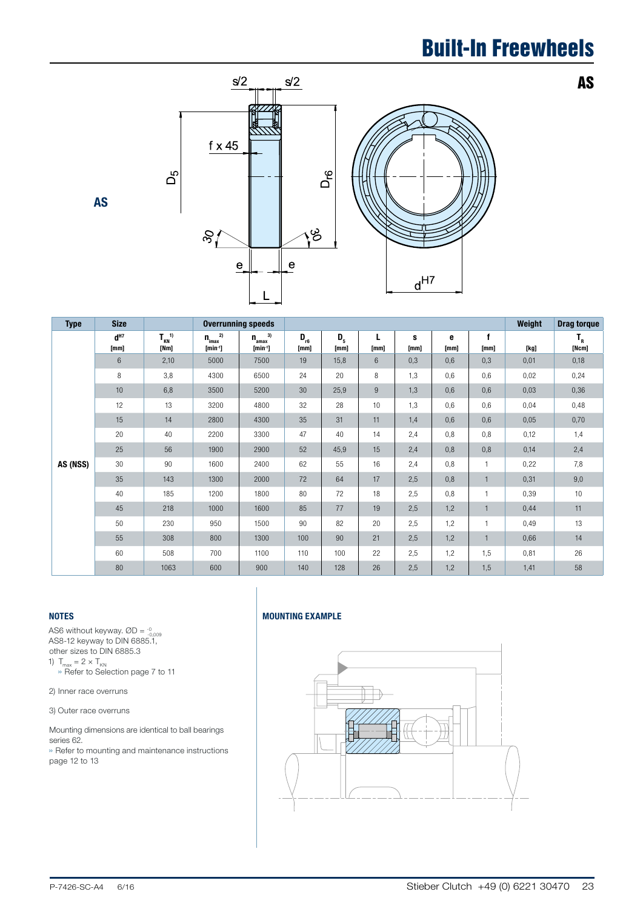# Built-In Freewheels

## AS

**AS**

s/2 s/2

f x 45

$D_5$

$D_{r6}$

30 30

e e

L

$d^{H7}$

| Type | Size | | Overrunning speeds | | | | | | | | Weight | Drag torque |
|---|---|---|---|---|---|---|---|---|---|---|---|---|
| | $d^{H7}$ [mm] | $T_{KN}$ [1] [Nm] | $n_{imax}$ [2] [min⁻¹] | $n_{amax}$ [3] [min⁻¹] | $D_{r6}$ [mm] | $D_5$ [mm] | L [mm] | s [mm] | e [mm] | f [mm] | [kg] | $T_R$ [Ncm] |
| AS (NSS) | 6 | 2,10 | 5000 | 7500 | 19 | 15,8 | 6 | 0,3 | 0,6 | 0,3 | 0,01 | 0,18 |
| | 8 | 3,8 | 4300 | 6500 | 24 | 20 | 8 | 1,3 | 0,6 | 0,6 | 0,02 | 0,24 |
| | 10 | 6,8 | 3500 | 5200 | 30 | 25,9 | 9 | 1,3 | 0,6 | 0,6 | 0,03 | 0,36 |
| | 12 | 13 | 3200 | 4800 | 32 | 28 | 10 | 1,3 | 0,6 | 0,6 | 0,04 | 0,48 |
| | 15 | 14 | 2800 | 4300 | 35 | 31 | 11 | 1,4 | 0,6 | 0,6 | 0,05 | 0,70 |
| | 20 | 40 | 2200 | 3300 | 47 | 40 | 14 | 2,4 | 0,8 | 0,8 | 0,12 | 1,4 |
| | 25 | 56 | 1900 | 2900 | 52 | 45,9 | 15 | 2,4 | 0,8 | 0,8 | 0,14 | 2,4 |
| | 30 | 90 | 1600 | 2400 | 62 | 55 | 16 | 2,4 | 0,8 | 1 | 0,22 | 7,8 |
| | 35 | 143 | 1300 | 2000 | 72 | 64 | 17 | 2,5 | 0,8 | 1 | 0,31 | 9,0 |
| | 40 | 185 | 1200 | 1800 | 80 | 72 | 18 | 2,5 | 0,8 | 1 | 0,39 | 10 |
| | 45 | 218 | 1000 | 1600 | 85 | 77 | 19 | 2,5 | 1,2 | 1 | 0,44 | 11 |
| | 50 | 230 | 950 | 1500 | 90 | 82 | 20 | 2,5 | 1,2 | 1 | 0,49 | 13 |
| | 55 | 308 | 800 | 1300 | 100 | 90 | 21 | 2,5 | 1,2 | 1 | 0,66 | 14 |
| | 60 | 508 | 700 | 1100 | 110 | 100 | 22 | 2,5 | 1,2 | 1,5 | 0,81 | 26 |
| | 80 | 1063 | 600 | 900 | 140 | 128 | 26 | 2,5 | 1,2 | 1,5 | 1,41 | 58 |

### NOTES

AS6 without keyway. $ØD = ^{-0}_{-0,009}$
AS8-12 keyway to DIN 6885.1,
other sizes to DIN 6885.3

1) $T_{max} = 2 \times T_{KN}$
» Refer to Selection page 7 to 11

2) Inner race overruns

3) Outer race overruns

Mounting dimensions are identical to ball bearings series 62.
» Refer to mounting and maintenance instructions page 12 to 13

### MOUNTING EXAMPLE